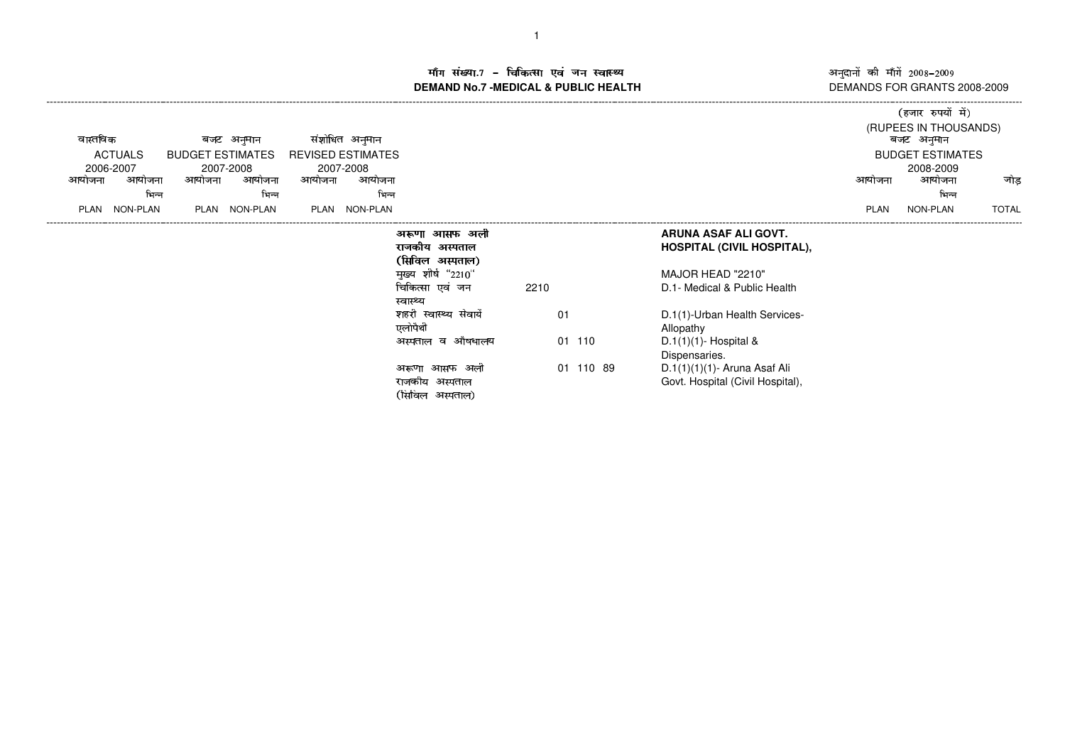# माँग संख्या.7 – चिकित्सा एवं जन स्वास्थ्य
# DEMAND No.7 -MEDICAL & PUBLIC HEALTH

अनुदानों की माँगें 2008–2009
DEMANDS FOR GRANTS 2008-2009

(हजार रुपयों में)
(RUPEES IN THOUSANDS)

| वास्तविक ACTUALS 2006-2007 | | बजट अनुमान BUDGET ESTIMATES 2007-2008 | | संशोधित अनुमान REVISED ESTIMATES 2007-2008 | | | | | बजट अनुमान BUDGET ESTIMATES 2008-2009 | | |
|---|---|---|---|---|---|---|---|---|---|---|---|
| आयोजना PLAN | आयोजना भिन्न NON-PLAN | आयोजना PLAN | आयोजना भिन्न NON-PLAN | आयोजना PLAN | आयोजना भिन्न NON-PLAN | | | | आयोजना PLAN | आयोजना भिन्न NON-PLAN | जोड़ TOTAL |
| | | | | | | अरूणा आसफ अली राजकीय अस्पताल (सिविल अस्पताल) | | ARUNA ASAF ALI GOVT. HOSPITAL (CIVIL HOSPITAL), | | | |
| | | | | | | मुख्य शीर्ष "2210" | | MAJOR HEAD "2210" | | | |
| | | | | | | चिकित्सा एवं जन स्वास्थ्य | 2210 | D.1- Medical & Public Health | | | |
| | | | | | | शहरी स्वास्थ्य सेवायें एलोपैथी | 01 | D.1(1)-Urban Health Services-Allopathy | | | |
| | | | | | | अस्पताल व औषधालय | 01 110 | D.1(1)(1)- Hospital & Dispensaries. | | | |
| | | | | | | अरूणा आसफ अली राजकीय अस्पताल (सिविल अस्पताल) | 01 110 89 | D.1(1)(1)(1)- Aruna Asaf Ali Govt. Hospital (Civil Hospital), | | | |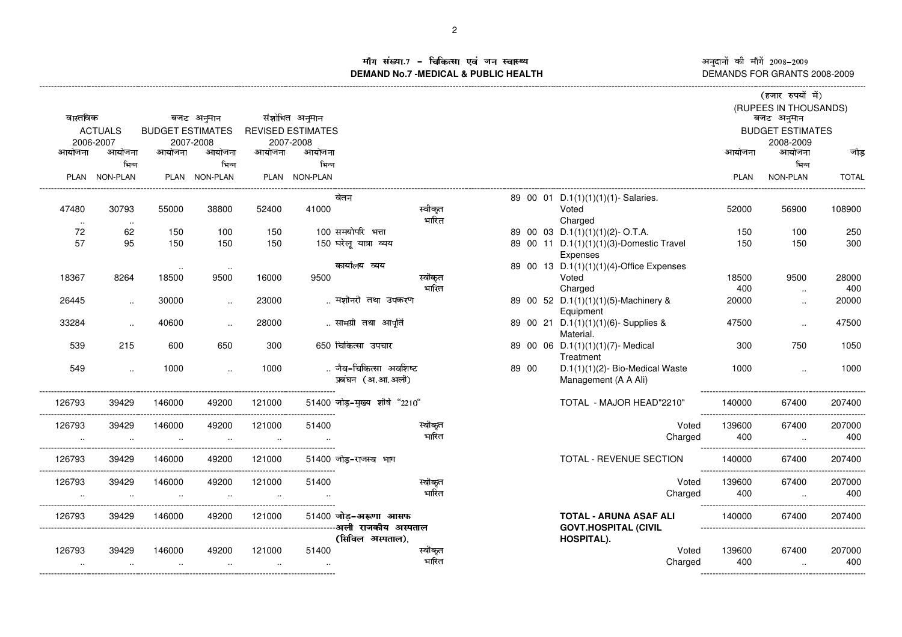# माँग संख्या.7 – चिकित्सा एवं जन स्वास्थ्य
# DEMAND No.7 -MEDICAL & PUBLIC HEALTH

अनुदानों की माँगें 2008–2009
DEMANDS FOR GRANTS 2008-2009

(हजार रुपयों में)
(RUPEES IN THOUSANDS)

| वास्तविक ACTUALS 2006-2007 | | बजट अनुमान BUDGET ESTIMATES 2007-2008 | | संशोधित अनुमान REVISED ESTIMATES 2007-2008 | | | | | | बजट अनुमान BUDGET ESTIMATES 2008-2009 | | |
|---|---|---|---|---|---|---|---|---|---|---|---|---|
| आयोजना PLAN | आयोजना भिन्न NON-PLAN | आयोजना PLAN | आयोजना भिन्न NON-PLAN | आयोजना PLAN | आयोजना भिन्न NON-PLAN | | | | | आयोजना PLAN | आयोजना भिन्न NON-PLAN | जोड़ TOTAL |
| | | | | | | वेतन | | 89 00 01 | D.1(1)(1)(1)(1)- Salaries. | | | |
| 47480 | 30793 | 55000 | 38800 | 52400 | 41000 | | स्वीकृत | | Voted | 52000 | 56900 | 108900 |
| .. | .. | | | | | | भारित | | Charged | | | |
| 72 | 62 | 150 | 100 | 150 | 100 | समयोपरि भत्ता | | 89 00 03 | D.1(1)(1)(1)(2)- O.T.A. | 150 | 100 | 250 |
| 57 | 95 | 150 | 150 | 150 | 150 | घरेलू यात्रा व्यय | | 89 00 11 | D.1(1)(1)(1)(3)-Domestic Travel Expenses | 150 | 150 | 300 |
| | | .. | .. | | | कार्यालय व्यय | | 89 00 13 | D.1(1)(1)(1)(4)-Office Expenses | | | |
| 18367 | 8264 | 18500 | 9500 | 16000 | 9500 | | स्वीकृत | | Voted | 18500 | 9500 | 28000 |
| | | | | | | | भारित | | Charged | 400 | .. | 400 |
| 26445 | .. | 30000 | .. | 23000 | .. | मशीनरी तथा उपकरण | | 89 00 52 | D.1(1)(1)(1)(5)-Machinery & Equipment | 20000 | .. | 20000 |
| 33284 | .. | 40600 | .. | 28000 | .. | सामग्री तथा आपूर्ति | | 89 00 21 | D.1(1)(1)(1)(6)- Supplies & Material. | 47500 | .. | 47500 |
| 539 | 215 | 600 | 650 | 300 | 650 | चिकित्सा उपचार | | 89 00 06 | D.1(1)(1)(1)(7)- Medical Treatment | 300 | 750 | 1050 |
| 549 | .. | 1000 | .. | 1000 | .. | जैव-चिकित्सा अवशिष्ट प्रबंधन (अ.आ.अली) | | 89 00 | D.1(1)(1)(2)- Bio-Medical Waste Management (A A Ali) | 1000 | .. | 1000 |
| 126793 | 39429 | 146000 | 49200 | 121000 | 51400 | जोड़-मुख्य शीर्ष "2210" | | | TOTAL - MAJOR HEAD"2210" | 140000 | 67400 | 207400 |
| 126793 | 39429 | 146000 | 49200 | 121000 | 51400 | | स्वीकृत | | Voted | 139600 | 67400 | 207000 |
| .. | .. | .. | .. | .. | .. | | भारित | | Charged | 400 | .. | 400 |
| 126793 | 39429 | 146000 | 49200 | 121000 | 51400 | जोड़-राजस्व भाग | | | TOTAL - REVENUE SECTION | 140000 | 67400 | 207400 |
| 126793 | 39429 | 146000 | 49200 | 121000 | 51400 | | स्वीकृत | | Voted | 139600 | 67400 | 207000 |
| .. | .. | .. | .. | .. | .. | | भारित | | Charged | 400 | .. | 400 |
| 126793 | 39429 | 146000 | 49200 | 121000 | 51400 | **जोड़-अरूणा आसफ अली राजकीय अस्पताल (सिविल अस्पताल),** | | | **TOTAL - ARUNA ASAF ALI GOVT.HOSPITAL (CIVIL HOSPITAL).** | 140000 | 67400 | 207400 |
| 126793 | 39429 | 146000 | 49200 | 121000 | 51400 | | स्वीकृत | | Voted | 139600 | 67400 | 207000 |
| .. | .. | .. | .. | .. | .. | | भारित | | Charged | 400 | .. | 400 |